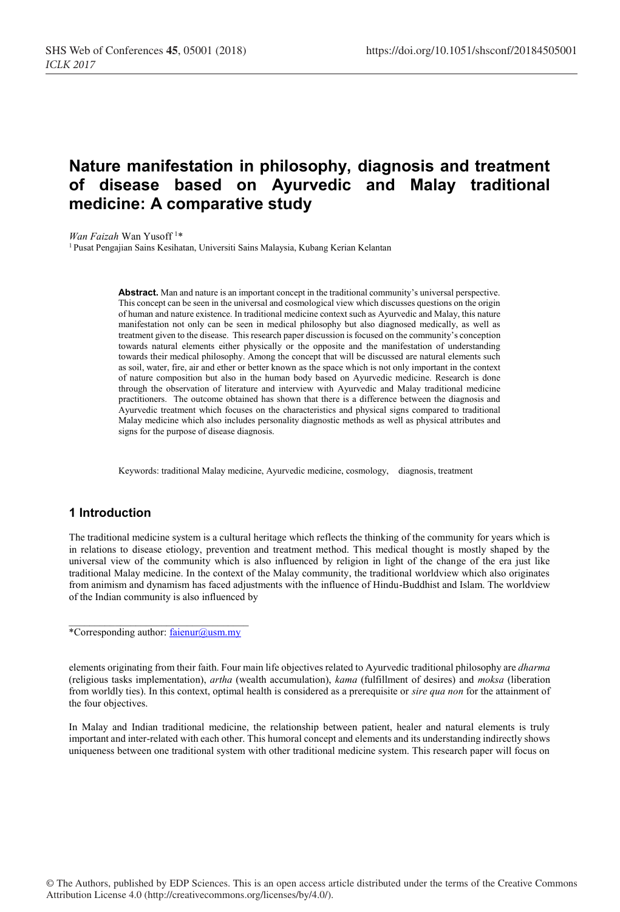# Nature manifestation in philosophy, diagnosis and treatment of disease based on Ayurvedic and Malay traditional medicine: A comparative study

*Wan Faizah* Wan Yusoff [1]*

[1] Pusat Pengajian Sains Kesihatan, Universiti Sains Malaysia, Kubang Kerian Kelantan

**Abstract.** Man and nature is an important concept in the traditional community's universal perspective. This concept can be seen in the universal and cosmological view which discusses questions on the origin of human and nature existence. In traditional medicine context such as Ayurvedic and Malay, this nature manifestation not only can be seen in medical philosophy but also diagnosed medically, as well as treatment given to the disease. This research paper discussion is focused on the community's conception towards natural elements either physically or the opposite and the manifestation of understanding towards their medical philosophy. Among the concept that will be discussed are natural elements such as soil, water, fire, air and ether or better known as the space which is not only important in the context of nature composition but also in the human body based on Ayurvedic medicine. Research is done through the observation of literature and interview with Ayurvedic and Malay traditional medicine practitioners. The outcome obtained has shown that there is a difference between the diagnosis and Ayurvedic treatment which focuses on the characteristics and physical signs compared to traditional Malay medicine which also includes personality diagnostic methods as well as physical attributes and signs for the purpose of disease diagnosis.

Keywords: traditional Malay medicine, Ayurvedic medicine, cosmology, diagnosis, treatment

## 1 Introduction

The traditional medicine system is a cultural heritage which reflects the thinking of the community for years which is in relations to disease etiology, prevention and treatment method. This medical thought is mostly shaped by the universal view of the community which is also influenced by religion in light of the change of the era just like traditional Malay medicine. In the context of the Malay community, the traditional worldview which also originates from animism and dynamism has faced adjustments with the influence of Hindu-Buddhist and Islam. The worldview of the Indian community is also influenced by elements originating from their faith. Four main life objectives related to Ayurvedic traditional philosophy are *dharma* (religious tasks implementation), *artha* (wealth accumulation), *kama* (fulfillment of desires) and *moksa* (liberation from worldly ties). In this context, optimal health is considered as a prerequisite or *sire qua non* for the attainment of the four objectives.

In Malay and Indian traditional medicine, the relationship between patient, healer and natural elements is truly important and inter-related with each other. This humoral concept and elements and its understanding indirectly shows uniqueness between one traditional system with other traditional medicine system. This research paper will focus on

*Corresponding author: faienur@usm.my

© The Authors, published by EDP Sciences. This is an open access article distributed under the terms of the Creative Commons Attribution License 4.0 (http://creativecommons.org/licenses/by/4.0/).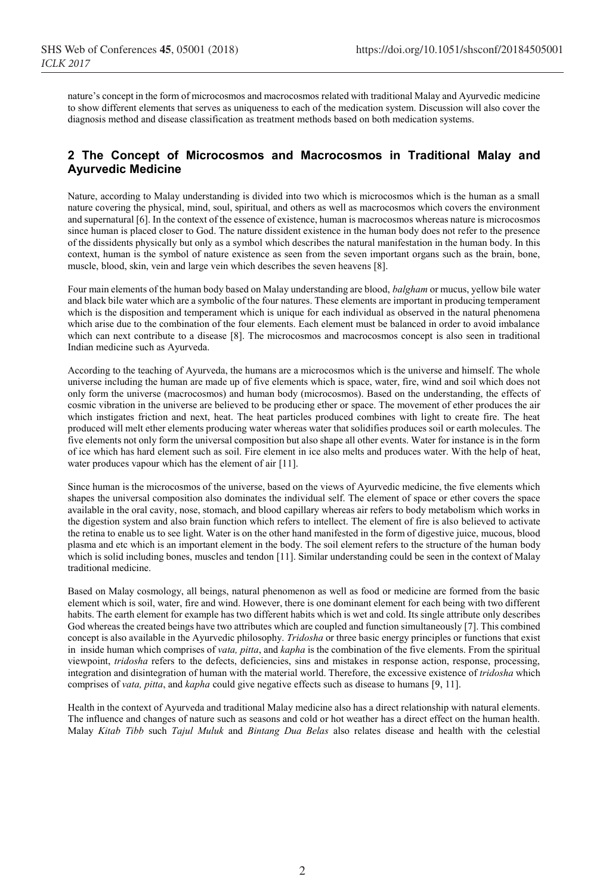nature's concept in the form of microcosmos and macrocosmos related with traditional Malay and Ayurvedic medicine to show different elements that serves as uniqueness to each of the medication system. Discussion will also cover the diagnosis method and disease classification as treatment methods based on both medication systems.

## 2 The Concept of Microcosmos and Macrocosmos in Traditional Malay and Ayurvedic Medicine

Nature, according to Malay understanding is divided into two which is microcosmos which is the human as a small nature covering the physical, mind, soul, spiritual, and others as well as macrocosmos which covers the environment and supernatural [6]. In the context of the essence of existence, human is macrocosmos whereas nature is microcosmos since human is placed closer to God. The nature dissident existence in the human body does not refer to the presence of the dissidents physically but only as a symbol which describes the natural manifestation in the human body. In this context, human is the symbol of nature existence as seen from the seven important organs such as the brain, bone, muscle, blood, skin, vein and large vein which describes the seven heavens [8].

Four main elements of the human body based on Malay understanding are blood, *balgham* or mucus, yellow bile water and black bile water which are a symbolic of the four natures. These elements are important in producing temperament which is the disposition and temperament which is unique for each individual as observed in the natural phenomena which arise due to the combination of the four elements. Each element must be balanced in order to avoid imbalance which can next contribute to a disease [8]. The microcosmos and macrocosmos concept is also seen in traditional Indian medicine such as Ayurveda.

According to the teaching of Ayurveda, the humans are a microcosmos which is the universe and himself. The whole universe including the human are made up of five elements which is space, water, fire, wind and soil which does not only form the universe (macrocosmos) and human body (microcosmos). Based on the understanding, the effects of cosmic vibration in the universe are believed to be producing ether or space. The movement of ether produces the air which instigates friction and next, heat. The heat particles produced combines with light to create fire. The heat produced will melt ether elements producing water whereas water that solidifies produces soil or earth molecules. The five elements not only form the universal composition but also shape all other events. Water for instance is in the form of ice which has hard element such as soil. Fire element in ice also melts and produces water. With the help of heat, water produces vapour which has the element of air [11].

Since human is the microcosmos of the universe, based on the views of Ayurvedic medicine, the five elements which shapes the universal composition also dominates the individual self. The element of space or ether covers the space available in the oral cavity, nose, stomach, and blood capillary whereas air refers to body metabolism which works in the digestion system and also brain function which refers to intellect. The element of fire is also believed to activate the retina to enable us to see light. Water is on the other hand manifested in the form of digestive juice, mucous, blood plasma and etc which is an important element in the body. The soil element refers to the structure of the human body which is solid including bones, muscles and tendon [11]. Similar understanding could be seen in the context of Malay traditional medicine.

Based on Malay cosmology, all beings, natural phenomenon as well as food or medicine are formed from the basic element which is soil, water, fire and wind. However, there is one dominant element for each being with two different habits. The earth element for example has two different habits which is wet and cold. Its single attribute only describes God whereas the created beings have two attributes which are coupled and function simultaneously [7]. This combined concept is also available in the Ayurvedic philosophy. *Tridosha* or three basic energy principles or functions that exist in inside human which comprises of *vata, pitta*, and *kapha* is the combination of the five elements. From the spiritual viewpoint, *tridosha* refers to the defects, deficiencies, sins and mistakes in response action, response, processing, integration and disintegration of human with the material world. Therefore, the excessive existence of *tridosha* which comprises of *vata, pitta*, and *kapha* could give negative effects such as disease to humans [9, 11].

Health in the context of Ayurveda and traditional Malay medicine also has a direct relationship with natural elements. The influence and changes of nature such as seasons and cold or hot weather has a direct effect on the human health. Malay *Kitab Tibb* such *Tajul Muluk* and *Bintang Dua Belas* also relates disease and health with the celestial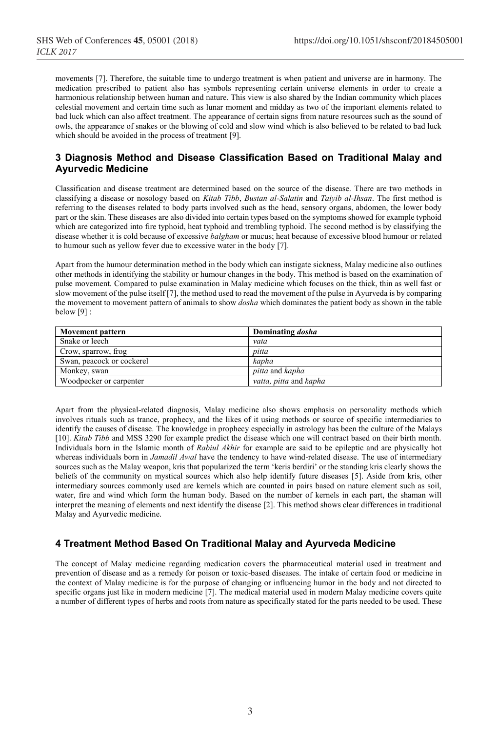movements [7]. Therefore, the suitable time to undergo treatment is when patient and universe are in harmony. The medication prescribed to patient also has symbols representing certain universe elements in order to create a harmonious relationship between human and nature. This view is also shared by the Indian community which places celestial movement and certain time such as lunar moment and midday as two of the important elements related to bad luck which can also affect treatment. The appearance of certain signs from nature resources such as the sound of owls, the appearance of snakes or the blowing of cold and slow wind which is also believed to be related to bad luck which should be avoided in the process of treatment [9].

## 3 Diagnosis Method and Disease Classification Based on Traditional Malay and Ayurvedic Medicine

Classification and disease treatment are determined based on the source of the disease. There are two methods in classifying a disease or nosology based on *Kitab Tibb*, *Bustan al-Salatin* and *Taiyib al-Ihsan*. The first method is referring to the diseases related to body parts involved such as the head, sensory organs, abdomen, the lower body part or the skin. These diseases are also divided into certain types based on the symptoms showed for example typhoid which are categorized into fire typhoid, heat typhoid and trembling typhoid. The second method is by classifying the disease whether it is cold because of excessive *balgham* or mucus; heat because of excessive blood humour or related to humour such as yellow fever due to excessive water in the body [7].

Apart from the humour determination method in the body which can instigate sickness, Malay medicine also outlines other methods in identifying the stability or humour changes in the body. This method is based on the examination of pulse movement. Compared to pulse examination in Malay medicine which focuses on the thick, thin as well fast or slow movement of the pulse itself [7], the method used to read the movement of the pulse in Ayurveda is by comparing the movement to movement pattern of animals to show *dosha* which dominates the patient body as shown in the table below [9] :

| Movement pattern | Dominating *dosha* |
|---|---|
| Snake or leech | *vata* |
| Crow, sparrow, frog | *pitta* |
| Swan, peacock or cockerel | *kapha* |
| Monkey, swan | *pitta* and *kapha* |
| Woodpecker or carpenter | *vatta, pitta* and *kapha* |

Apart from the physical-related diagnosis, Malay medicine also shows emphasis on personality methods which involves rituals such as trance, prophecy, and the likes of it using methods or source of specific intermediaries to identify the causes of disease. The knowledge in prophecy especially in astrology has been the culture of the Malays [10]. *Kitab Tibb* and MSS 3290 for example predict the disease which one will contract based on their birth month. Individuals born in the Islamic month of *Rabiul Akhir* for example are said to be epileptic and are physically hot whereas individuals born in *Jamadil Awal* have the tendency to have wind-related disease. The use of intermediary sources such as the Malay weapon, kris that popularized the term 'keris berdiri' or the standing kris clearly shows the beliefs of the community on mystical sources which also help identify future diseases [5]. Aside from kris, other intermediary sources commonly used are kernels which are counted in pairs based on nature element such as soil, water, fire and wind which form the human body. Based on the number of kernels in each part, the shaman will interpret the meaning of elements and next identify the disease [2]. This method shows clear differences in traditional Malay and Ayurvedic medicine.

## 4 Treatment Method Based On Traditional Malay and Ayurveda Medicine

The concept of Malay medicine regarding medication covers the pharmaceutical material used in treatment and prevention of disease and as a remedy for poison or toxic-based diseases. The intake of certain food or medicine in the context of Malay medicine is for the purpose of changing or influencing humor in the body and not directed to specific organs just like in modern medicine [7]. The medical material used in modern Malay medicine covers quite a number of different types of herbs and roots from nature as specifically stated for the parts needed to be used. These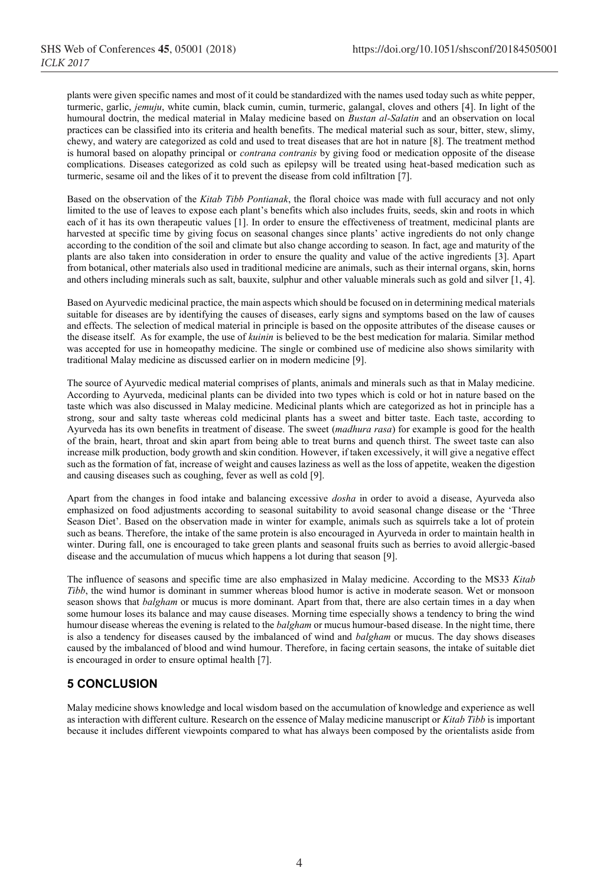plants were given specific names and most of it could be standardized with the names used today such as white pepper, turmeric, garlic, *jemuju*, white cumin, black cumin, cumin, turmeric, galangal, cloves and others [4]. In light of the humoural doctrin, the medical material in Malay medicine based on *Bustan al-Salatin* and an observation on local practices can be classified into its criteria and health benefits. The medical material such as sour, bitter, stew, slimy, chewy, and watery are categorized as cold and used to treat diseases that are hot in nature [8]. The treatment method is humoral based on alopathy principal or *contrana contranis* by giving food or medication opposite of the disease complications. Diseases categorized as cold such as epilepsy will be treated using heat-based medication such as turmeric, sesame oil and the likes of it to prevent the disease from cold infiltration [7].

Based on the observation of the *Kitab Tibb Pontianak*, the floral choice was made with full accuracy and not only limited to the use of leaves to expose each plant's benefits which also includes fruits, seeds, skin and roots in which each of it has its own therapeutic values [1]. In order to ensure the effectiveness of treatment, medicinal plants are harvested at specific time by giving focus on seasonal changes since plants' active ingredients do not only change according to the condition of the soil and climate but also change according to season. In fact, age and maturity of the plants are also taken into consideration in order to ensure the quality and value of the active ingredients [3]. Apart from botanical, other materials also used in traditional medicine are animals, such as their internal organs, skin, horns and others including minerals such as salt, bauxite, sulphur and other valuable minerals such as gold and silver [1, 4].

Based on Ayurvedic medicinal practice, the main aspects which should be focused on in determining medical materials suitable for diseases are by identifying the causes of diseases, early signs and symptoms based on the law of causes and effects. The selection of medical material in principle is based on the opposite attributes of the disease causes or the disease itself. As for example, the use of *kuinin* is believed to be the best medication for malaria. Similar method was accepted for use in homeopathy medicine. The single or combined use of medicine also shows similarity with traditional Malay medicine as discussed earlier on in modern medicine [9].

The source of Ayurvedic medical material comprises of plants, animals and minerals such as that in Malay medicine. According to Ayurveda, medicinal plants can be divided into two types which is cold or hot in nature based on the taste which was also discussed in Malay medicine. Medicinal plants which are categorized as hot in principle has a strong, sour and salty taste whereas cold medicinal plants has a sweet and bitter taste. Each taste, according to Ayurveda has its own benefits in treatment of disease. The sweet (*madhura rasa*) for example is good for the health of the brain, heart, throat and skin apart from being able to treat burns and quench thirst. The sweet taste can also increase milk production, body growth and skin condition. However, if taken excessively, it will give a negative effect such as the formation of fat, increase of weight and causes laziness as well as the loss of appetite, weaken the digestion and causing diseases such as coughing, fever as well as cold [9].

Apart from the changes in food intake and balancing excessive *dosha* in order to avoid a disease, Ayurveda also emphasized on food adjustments according to seasonal suitability to avoid seasonal change disease or the 'Three Season Diet'. Based on the observation made in winter for example, animals such as squirrels take a lot of protein such as beans. Therefore, the intake of the same protein is also encouraged in Ayurveda in order to maintain health in winter. During fall, one is encouraged to take green plants and seasonal fruits such as berries to avoid allergic-based disease and the accumulation of mucus which happens a lot during that season [9].

The influence of seasons and specific time are also emphasized in Malay medicine. According to the MS33 *Kitab Tibb*, the wind humor is dominant in summer whereas blood humor is active in moderate season. Wet or monsoon season shows that *balgham* or mucus is more dominant. Apart from that, there are also certain times in a day when some humour loses its balance and may cause diseases. Morning time especially shows a tendency to bring the wind humour disease whereas the evening is related to the *balgham* or mucus humour-based disease. In the night time, there is also a tendency for diseases caused by the imbalanced of wind and *balgham* or mucus. The day shows diseases caused by the imbalanced of blood and wind humour. Therefore, in facing certain seasons, the intake of suitable diet is encouraged in order to ensure optimal health [7].

## 5 CONCLUSION

Malay medicine shows knowledge and local wisdom based on the accumulation of knowledge and experience as well as interaction with different culture. Research on the essence of Malay medicine manuscript or *Kitab Tibb* is important because it includes different viewpoints compared to what has always been composed by the orientalists aside from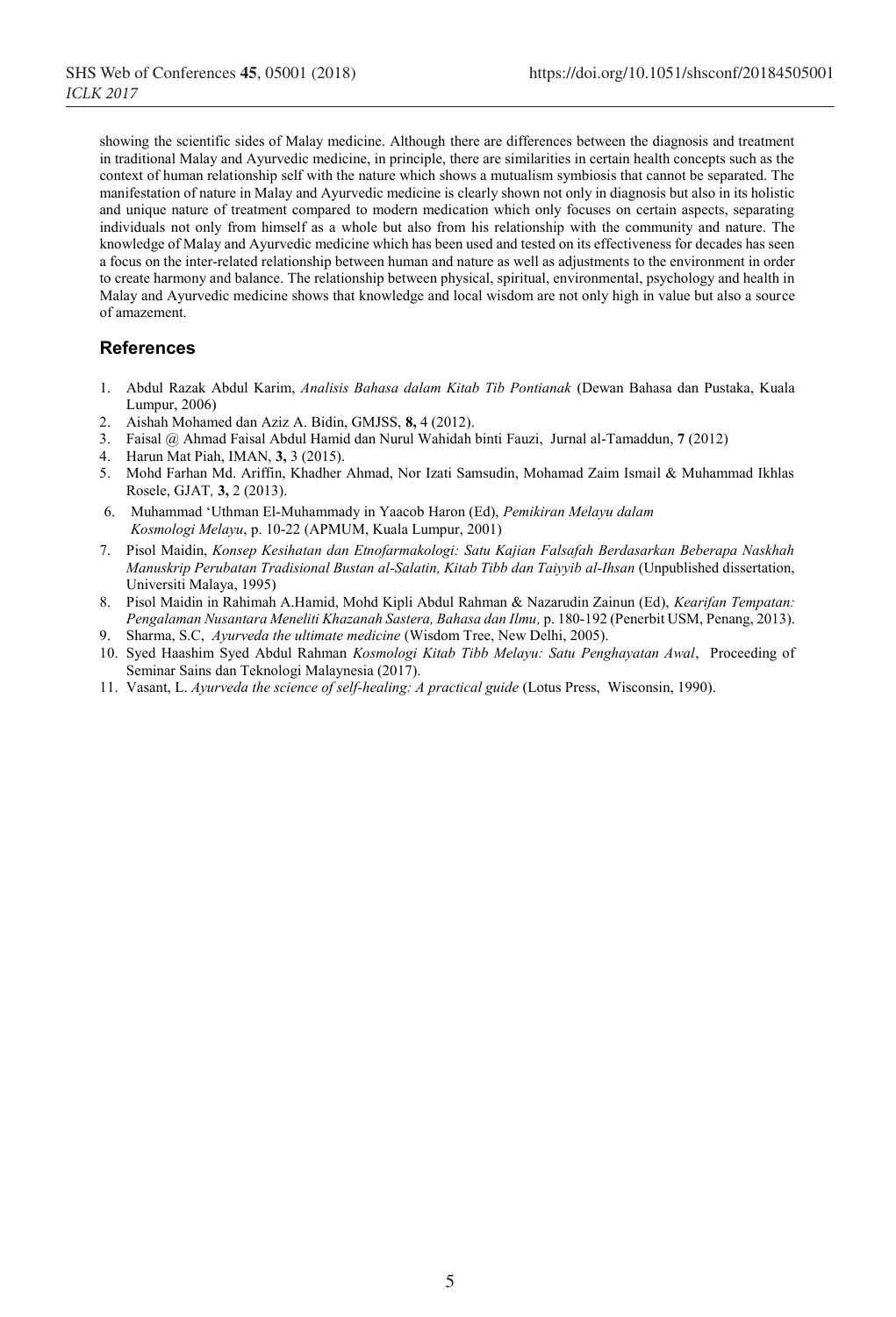showing the scientific sides of Malay medicine. Although there are differences between the diagnosis and treatment in traditional Malay and Ayurvedic medicine, in principle, there are similarities in certain health concepts such as the context of human relationship self with the nature which shows a mutualism symbiosis that cannot be separated. The manifestation of nature in Malay and Ayurvedic medicine is clearly shown not only in diagnosis but also in its holistic and unique nature of treatment compared to modern medication which only focuses on certain aspects, separating individuals not only from himself as a whole but also from his relationship with the community and nature. The knowledge of Malay and Ayurvedic medicine which has been used and tested on its effectiveness for decades has seen a focus on the inter-related relationship between human and nature as well as adjustments to the environment in order to create harmony and balance. The relationship between physical, spiritual, environmental, psychology and health in Malay and Ayurvedic medicine shows that knowledge and local wisdom are not only high in value but also a source of amazement.

## References

1. Abdul Razak Abdul Karim, *Analisis Bahasa dalam Kitab Tib Pontianak* (Dewan Bahasa dan Pustaka, Kuala Lumpur, 2006)
2. Aishah Mohamed dan Aziz A. Bidin, GMJSS, **8,** 4 (2012).
3. Faisal @ Ahmad Faisal Abdul Hamid dan Nurul Wahidah binti Fauzi, Jurnal al-Tamaddun, **7** (2012)
4. Harun Mat Piah, IMAN, **3,** 3 (2015).
5. Mohd Farhan Md. Ariffin, Khadher Ahmad, Nor Izati Samsudin, Mohamad Zaim Ismail & Muhammad Ikhlas Rosele, GJAT*,* **3,** 2 (2013).
6. Muhammad 'Uthman El-Muhammady in Yaacob Haron (Ed), *Pemikiran Melayu dalam Kosmologi Melayu*, p. 10-22 (APMUM, Kuala Lumpur, 2001)
7. Pisol Maidin, *Konsep Kesihatan dan Etnofarmakologi: Satu Kajian Falsafah Berdasarkan Beberapa Naskhah Manuskrip Perubatan Tradisional Bustan al-Salatin, Kitab Tibb dan Taiyyib al-Ihsan* (Unpublished dissertation, Universiti Malaya, 1995)
8. Pisol Maidin in Rahimah A.Hamid, Mohd Kipli Abdul Rahman & Nazarudin Zainun (Ed), *Kearifan Tempatan: Pengalaman Nusantara Meneliti Khazanah Sastera, Bahasa dan Ilmu,* p. 180-192 (Penerbit USM, Penang, 2013).
9. Sharma, S.C, *Ayurveda the ultimate medicine* (Wisdom Tree, New Delhi, 2005).
10. Syed Haashim Syed Abdul Rahman *Kosmologi Kitab Tibb Melayu: Satu Penghayatan Awal*, Proceeding of Seminar Sains dan Teknologi Malaynesia (2017).
11. Vasant, L. *Ayurveda the science of self-healing: A practical guide* (Lotus Press, Wisconsin, 1990).